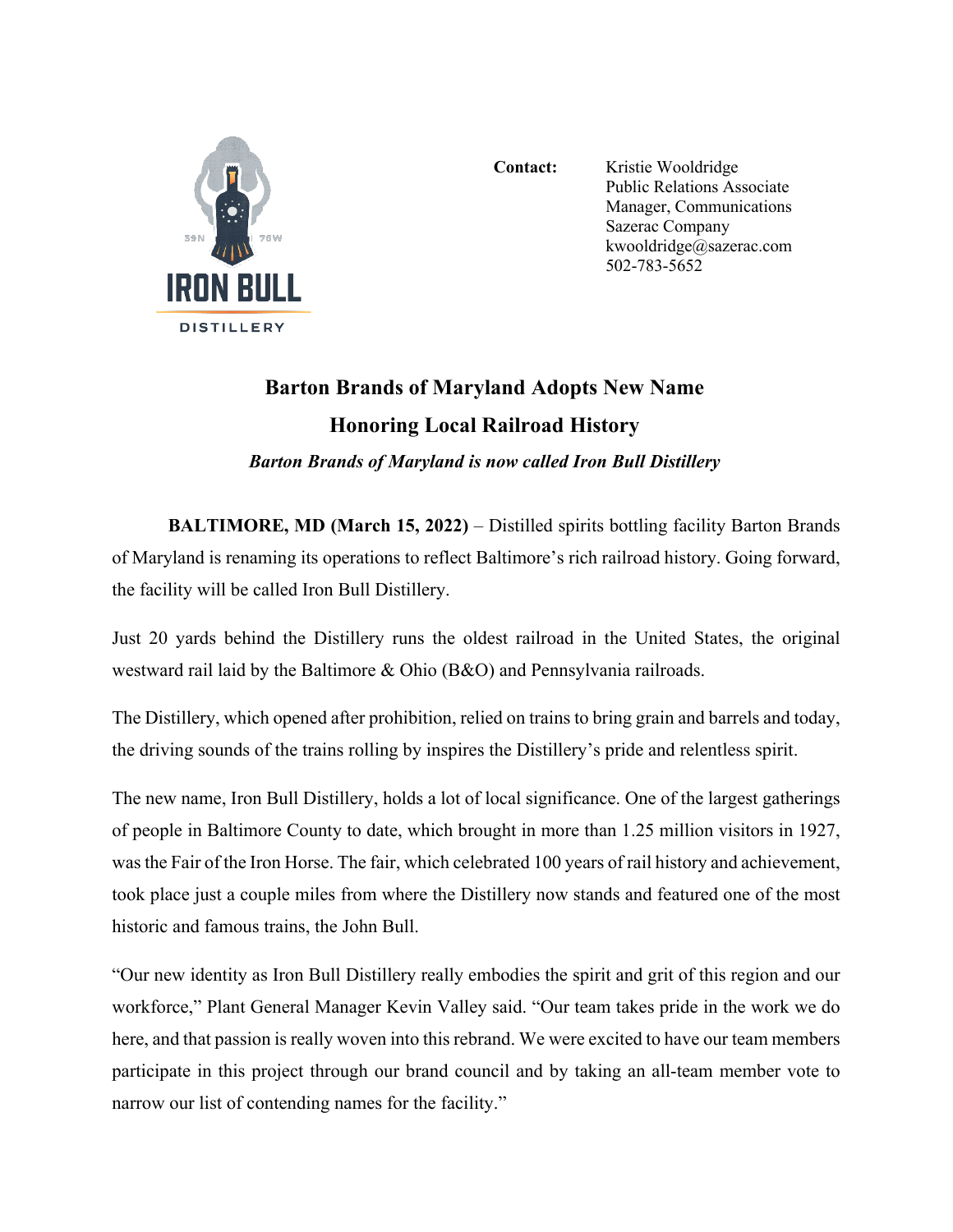IRON BULL
DISTILLERY

**Contact:** Kristie Wooldridge
Public Relations Associate
Manager, Communications
Sazerac Company
kwooldridge@sazerac.com
502-783-5652

# Barton Brands of Maryland Adopts New Name Honoring Local Railroad History

***Barton Brands of Maryland is now called Iron Bull Distillery***

**BALTIMORE, MD (March 15, 2022)** – Distilled spirits bottling facility Barton Brands of Maryland is renaming its operations to reflect Baltimore's rich railroad history. Going forward, the facility will be called Iron Bull Distillery.

Just 20 yards behind the Distillery runs the oldest railroad in the United States, the original westward rail laid by the Baltimore & Ohio (B&O) and Pennsylvania railroads.

The Distillery, which opened after prohibition, relied on trains to bring grain and barrels and today, the driving sounds of the trains rolling by inspires the Distillery's pride and relentless spirit.

The new name, Iron Bull Distillery, holds a lot of local significance. One of the largest gatherings of people in Baltimore County to date, which brought in more than 1.25 million visitors in 1927, was the Fair of the Iron Horse. The fair, which celebrated 100 years of rail history and achievement, took place just a couple miles from where the Distillery now stands and featured one of the most historic and famous trains, the John Bull.

"Our new identity as Iron Bull Distillery really embodies the spirit and grit of this region and our workforce," Plant General Manager Kevin Valley said. "Our team takes pride in the work we do here, and that passion is really woven into this rebrand. We were excited to have our team members participate in this project through our brand council and by taking an all-team member vote to narrow our list of contending names for the facility."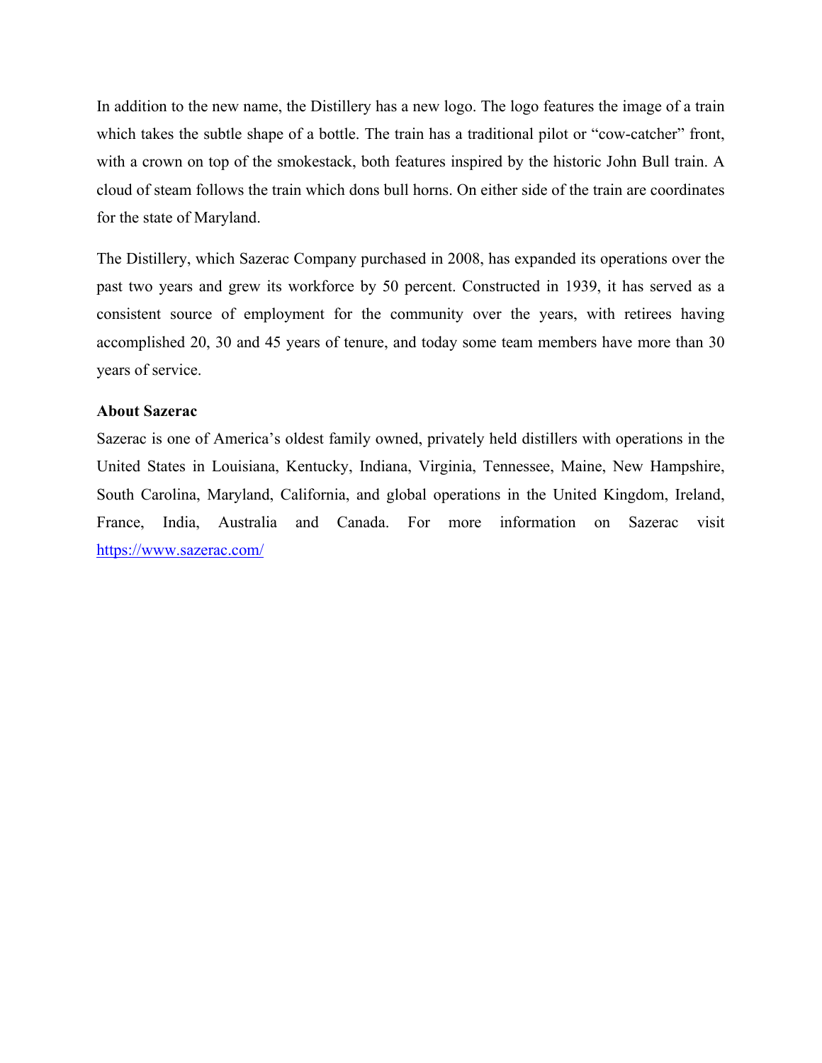In addition to the new name, the Distillery has a new logo. The logo features the image of a train which takes the subtle shape of a bottle. The train has a traditional pilot or "cow-catcher" front, with a crown on top of the smokestack, both features inspired by the historic John Bull train. A cloud of steam follows the train which dons bull horns. On either side of the train are coordinates for the state of Maryland.

The Distillery, which Sazerac Company purchased in 2008, has expanded its operations over the past two years and grew its workforce by 50 percent. Constructed in 1939, it has served as a consistent source of employment for the community over the years, with retirees having accomplished 20, 30 and 45 years of tenure, and today some team members have more than 30 years of service.

**About Sazerac**

Sazerac is one of America's oldest family owned, privately held distillers with operations in the United States in Louisiana, Kentucky, Indiana, Virginia, Tennessee, Maine, New Hampshire, South Carolina, Maryland, California, and global operations in the United Kingdom, Ireland, France, India, Australia and Canada. For more information on Sazerac visit [https://www.sazerac.com/](https://www.sazerac.com/)